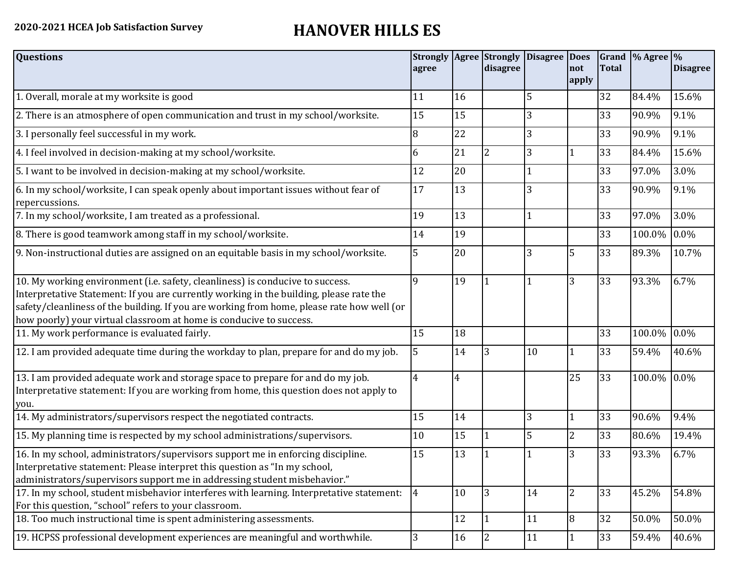**2020-2021 HCEA Job Satisfaction Survey**

# HANOVER HILLS ES

| Questions | Strongly agree | Agree | Strongly disagree | Disagree | Does not apply | Grand Total | % Agree | % Disagree |
|---|---|---|---|---|---|---|---|---|
| 1. Overall, morale at my worksite is good | 11 | 16 | | 5 | | 32 | 84.4% | 15.6% |
| 2. There is an atmosphere of open communication and trust in my school/worksite. | 15 | 15 | | 3 | | 33 | 90.9% | 9.1% |
| 3. I personally feel successful in my work. | 8 | 22 | | 3 | | 33 | 90.9% | 9.1% |
| 4. I feel involved in decision-making at my school/worksite. | 6 | 21 | 2 | 3 | 1 | 33 | 84.4% | 15.6% |
| 5. I want to be involved in decision-making at my school/worksite. | 12 | 20 | | 1 | | 33 | 97.0% | 3.0% |
| 6. In my school/worksite, I can speak openly about important issues without fear of repercussions. | 17 | 13 | | 3 | | 33 | 90.9% | 9.1% |
| 7. In my school/worksite, I am treated as a professional. | 19 | 13 | | 1 | | 33 | 97.0% | 3.0% |
| 8. There is good teamwork among staff in my school/worksite. | 14 | 19 | | | | 33 | 100.0% | 0.0% |
| 9. Non-instructional duties are assigned on an equitable basis in my school/worksite. | 5 | 20 | | 3 | 5 | 33 | 89.3% | 10.7% |
| 10. My working environment (i.e. safety, cleanliness) is conducive to success. Interpretative Statement: If you are currently working in the building, please rate the safety/cleanliness of the building. If you are working from home, please rate how well (or how poorly) your virtual classroom at home is conducive to success. | 9 | 19 | 1 | 1 | 3 | 33 | 93.3% | 6.7% |
| 11. My work performance is evaluated fairly. | 15 | 18 | | | | 33 | 100.0% | 0.0% |
| 12. I am provided adequate time during the workday to plan, prepare for and do my job. | 5 | 14 | 3 | 10 | 1 | 33 | 59.4% | 40.6% |
| 13. I am provided adequate work and storage space to prepare for and do my job. Interpretative statement: If you are working from home, this question does not apply to you. | 4 | 4 | | | 25 | 33 | 100.0% | 0.0% |
| 14. My administrators/supervisors respect the negotiated contracts. | 15 | 14 | | 3 | 1 | 33 | 90.6% | 9.4% |
| 15. My planning time is respected by my school administrations/supervisors. | 10 | 15 | 1 | 5 | 2 | 33 | 80.6% | 19.4% |
| 16. In my school, administrators/supervisors support me in enforcing discipline. Interpretative statement: Please interpret this question as "In my school, administrators/supervisors support me in addressing student misbehavior." | 15 | 13 | 1 | 1 | 3 | 33 | 93.3% | 6.7% |
| 17. In my school, student misbehavior interferes with learning. Interpretative statement: For this question, "school" refers to your classroom. | 4 | 10 | 3 | 14 | 2 | 33 | 45.2% | 54.8% |
| 18. Too much instructional time is spent administering assessments. | | 12 | 1 | 11 | 8 | 32 | 50.0% | 50.0% |
| 19. HCPSS professional development experiences are meaningful and worthwhile. | 3 | 16 | 2 | 11 | 1 | 33 | 59.4% | 40.6% |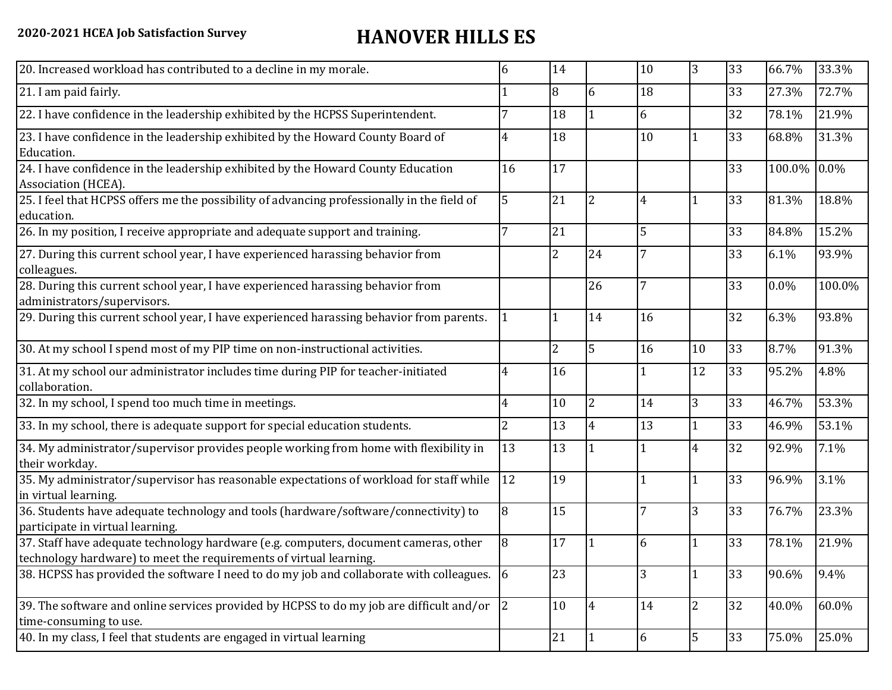**2020-2021 HCEA Job Satisfaction Survey**

# HANOVER HILLS ES

| | | | | | | | | |
|---|---|---|---|---|---|---|---|---|
| 20. Increased workload has contributed to a decline in my morale. | 6 | 14 | | 10 | 3 | 33 | 66.7% | 33.3% |
| 21. I am paid fairly. | 1 | 8 | 6 | 18 | | 33 | 27.3% | 72.7% |
| 22. I have confidence in the leadership exhibited by the HCPSS Superintendent. | 7 | 18 | 1 | 6 | | 32 | 78.1% | 21.9% |
| 23. I have confidence in the leadership exhibited by the Howard County Board of Education. | 4 | 18 | | 10 | 1 | 33 | 68.8% | 31.3% |
| 24. I have confidence in the leadership exhibited by the Howard County Education Association (HCEA). | 16 | 17 | | | | 33 | 100.0% | 0.0% |
| 25. I feel that HCPSS offers me the possibility of advancing professionally in the field of education. | 5 | 21 | 2 | 4 | 1 | 33 | 81.3% | 18.8% |
| 26. In my position, I receive appropriate and adequate support and training. | 7 | 21 | | 5 | | 33 | 84.8% | 15.2% |
| 27. During this current school year, I have experienced harassing behavior from colleagues. | | 2 | 24 | 7 | | 33 | 6.1% | 93.9% |
| 28. During this current school year, I have experienced harassing behavior from administrators/supervisors. | | | 26 | 7 | | 33 | 0.0% | 100.0% |
| 29. During this current school year, I have experienced harassing behavior from parents. | 1 | 1 | 14 | 16 | | 32 | 6.3% | 93.8% |
| 30. At my school I spend most of my PIP time on non-instructional activities. | | 2 | 5 | 16 | 10 | 33 | 8.7% | 91.3% |
| 31. At my school our administrator includes time during PIP for teacher-initiated collaboration. | 4 | 16 | | 1 | 12 | 33 | 95.2% | 4.8% |
| 32. In my school, I spend too much time in meetings. | 4 | 10 | 2 | 14 | 3 | 33 | 46.7% | 53.3% |
| 33. In my school, there is adequate support for special education students. | 2 | 13 | 4 | 13 | 1 | 33 | 46.9% | 53.1% |
| 34. My administrator/supervisor provides people working from home with flexibility in their workday. | 13 | 13 | 1 | 1 | 4 | 32 | 92.9% | 7.1% |
| 35. My administrator/supervisor has reasonable expectations of workload for staff while in virtual learning. | 12 | 19 | | 1 | 1 | 33 | 96.9% | 3.1% |
| 36. Students have adequate technology and tools (hardware/software/connectivity) to participate in virtual learning. | 8 | 15 | | 7 | 3 | 33 | 76.7% | 23.3% |
| 37. Staff have adequate technology hardware (e.g. computers, document cameras, other technology hardware) to meet the requirements of virtual learning. | 8 | 17 | 1 | 6 | 1 | 33 | 78.1% | 21.9% |
| 38. HCPSS has provided the software I need to do my job and collaborate with colleagues. | 6 | 23 | | 3 | 1 | 33 | 90.6% | 9.4% |
| 39. The software and online services provided by HCPSS to do my job are difficult and/or time-consuming to use. | 2 | 10 | 4 | 14 | 2 | 32 | 40.0% | 60.0% |
| 40. In my class, I feel that students are engaged in virtual learning | | 21 | 1 | 6 | 5 | 33 | 75.0% | 25.0% |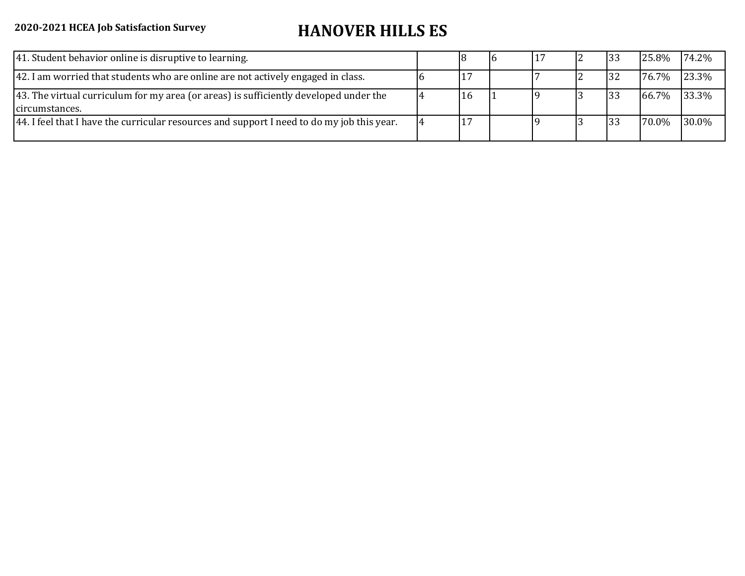2020-2021 HCEA Job Satisfaction Survey

# HANOVER HILLS ES

| | | | | | | | | |
|---|---|---|---|---|---|---|---|---|
| 41. Student behavior online is disruptive to learning. | | 8 | 6 | 17 | 2 | 33 | 25.8% | 74.2% |
| 42. I am worried that students who are online are not actively engaged in class. | 6 | 17 | | 7 | 2 | 32 | 76.7% | 23.3% |
| 43. The virtual curriculum for my area (or areas) is sufficiently developed under the circumstances. | 4 | 16 | 1 | 9 | 3 | 33 | 66.7% | 33.3% |
| 44. I feel that I have the curricular resources and support I need to do my job this year. | 4 | 17 | | 9 | 3 | 33 | 70.0% | 30.0% |